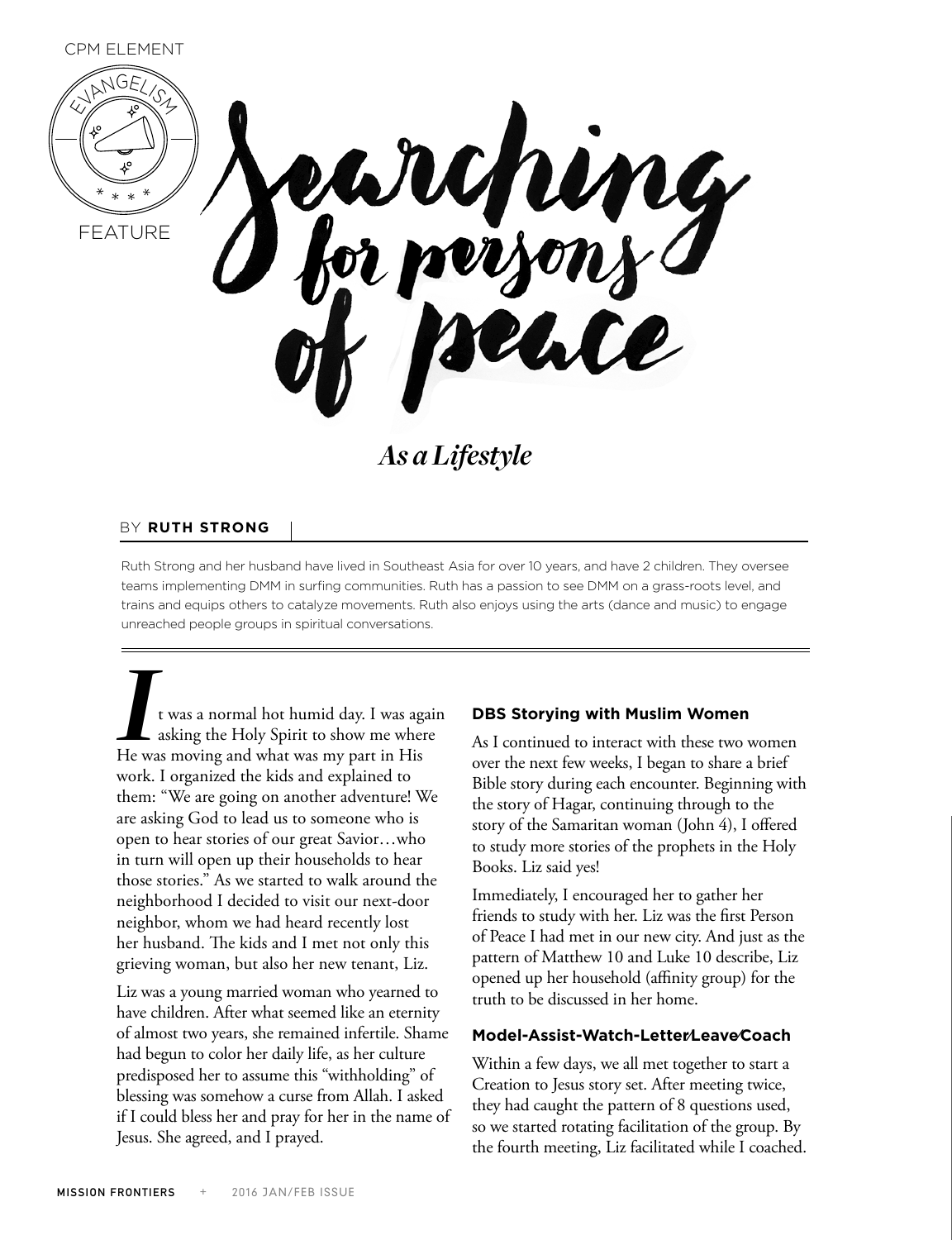CPM ELEMENT

EVANGELISM

FEATURE

# Searching for persons of peace

*As a Lifestyle*

BY **RUTH STRONG**

Ruth Strong and her husband have lived in Southeast Asia for over 10 years, and have 2 children. They oversee teams implementing DMM in surfing communities. Ruth has a passion to see DMM on a grass-roots level, and trains and equips others to catalyze movements. Ruth also enjoys using the arts (dance and music) to engage unreached people groups in spiritual conversations.

It was a normal hot humid day. I was again asking the Holy Spirit to show me where He was moving and what was my part in His work. I organized the kids and explained to them: "We are going on another adventure! We are asking God to lead us to someone who is open to hear stories of our great Savior…who in turn will open up their households to hear those stories." As we started to walk around the neighborhood I decided to visit our next-door neighbor, whom we had heard recently lost her husband. The kids and I met not only this grieving woman, but also her new tenant, Liz.

Liz was a young married woman who yearned to have children. After what seemed like an eternity of almost two years, she remained infertile. Shame had begun to color her daily life, as her culture predisposed her to assume this "withholding" of blessing was somehow a curse from Allah. I asked if I could bless her and pray for her in the name of Jesus. She agreed, and I prayed.

### DBS Storying with Muslim Women

As I continued to interact with these two women over the next few weeks, I began to share a brief Bible story during each encounter. Beginning with the story of Hagar, continuing through to the story of the Samaritan woman (John 4), I offered to study more stories of the prophets in the Holy Books. Liz said yes!

Immediately, I encouraged her to gather her friends to study with her. Liz was the first Person of Peace I had met in our new city. And just as the pattern of Matthew 10 and Luke 10 describe, Liz opened up her household (affinity group) for the truth to be discussed in her home.

### Model-Assist-Watch-Letter/Leave/Coach

Within a few days, we all met together to start a Creation to Jesus story set. After meeting twice, they had caught the pattern of 8 questions used, so we started rotating facilitation of the group. By the fourth meeting, Liz facilitated while I coached.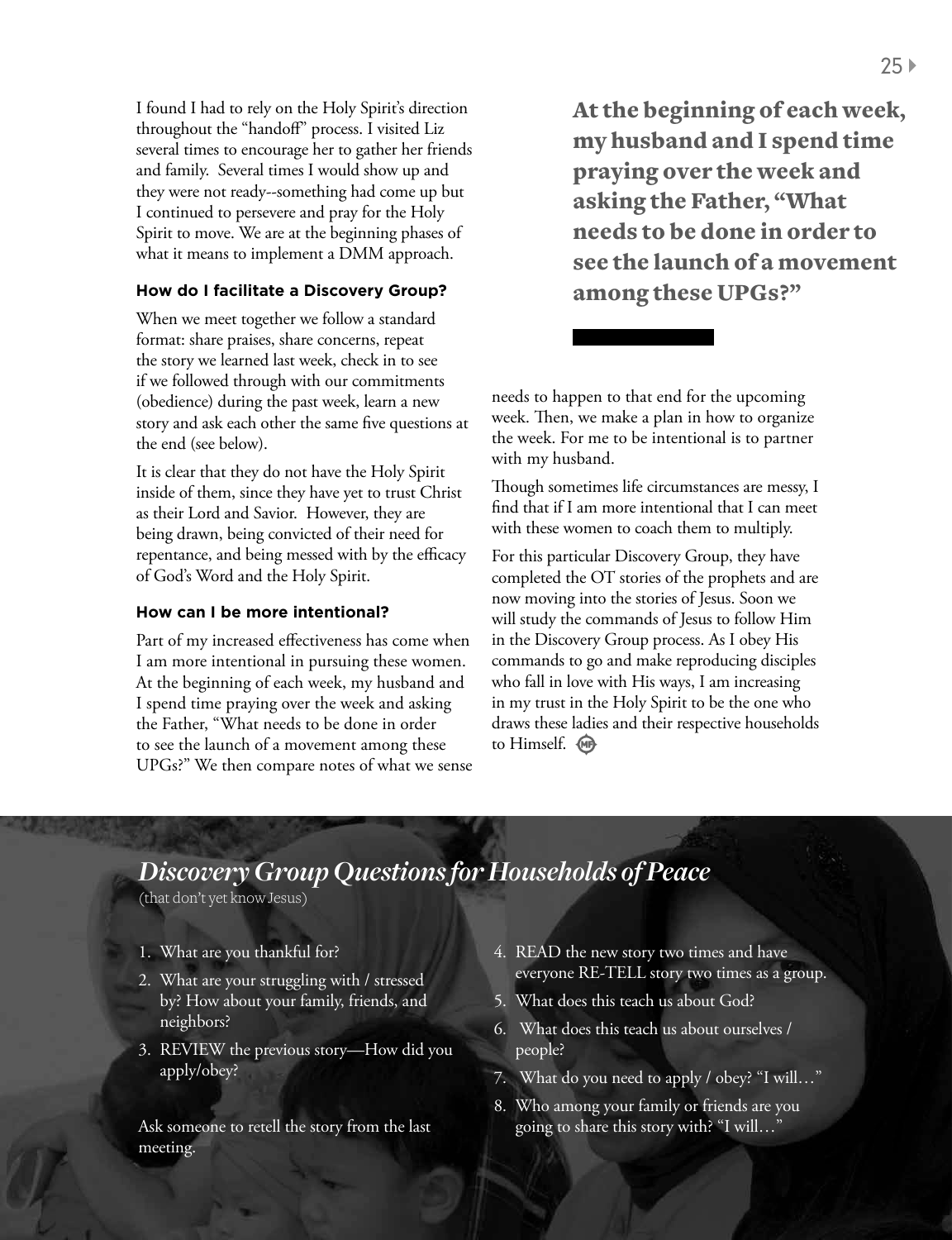I found I had to rely on the Holy Spirit's direction throughout the "handoff" process. I visited Liz several times to encourage her to gather her friends and family. Several times I would show up and they were not ready--something had come up but I continued to persevere and pray for the Holy Spirit to move. We are at the beginning phases of what it means to implement a DMM approach.

### How do I facilitate a Discovery Group?

When we meet together we follow a standard format: share praises, share concerns, repeat the story we learned last week, check in to see if we followed through with our commitments (obedience) during the past week, learn a new story and ask each other the same five questions at the end (see below).

It is clear that they do not have the Holy Spirit inside of them, since they have yet to trust Christ as their Lord and Savior. However, they are being drawn, being convicted of their need for repentance, and being messed with by the efficacy of God's Word and the Holy Spirit.

### How can I be more intentional?

Part of my increased effectiveness has come when I am more intentional in pursuing these women. At the beginning of each week, my husband and I spend time praying over the week and asking the Father, "What needs to be done in order to see the launch of a movement among these UPGs?" We then compare notes of what we sense needs to happen to that end for the upcoming week. Then, we make a plan in how to organize the week. For me to be intentional is to partner with my husband.

**At the beginning of each week, my husband and I spend time praying over the week and asking the Father, "What needs to be done in order to see the launch of a movement among these UPGs?"**

Though sometimes life circumstances are messy, I find that if I am more intentional that I can meet with these women to coach them to multiply.

For this particular Discovery Group, they have completed the OT stories of the prophets and are now moving into the stories of Jesus. Soon we will study the commands of Jesus to follow Him in the Discovery Group process. As I obey His commands to go and make reproducing disciples who fall in love with His ways, I am increasing in my trust in the Holy Spirit to be the one who draws these ladies and their respective households to Himself.

## *Discovery Group Questions for Households of Peace*

(that don't yet know Jesus)

1. What are you thankful for?
2. What are your struggling with / stressed by? How about your family, friends, and neighbors?
3. REVIEW the previous story—How did you apply/obey?

Ask someone to retell the story from the last meeting.

4. READ the new story two times and have everyone RE-TELL story two times as a group.
5. What does this teach us about God?
6. What does this teach us about ourselves / people?
7. What do you need to apply / obey? "I will…"
8. Who among your family or friends are you going to share this story with? "I will…"